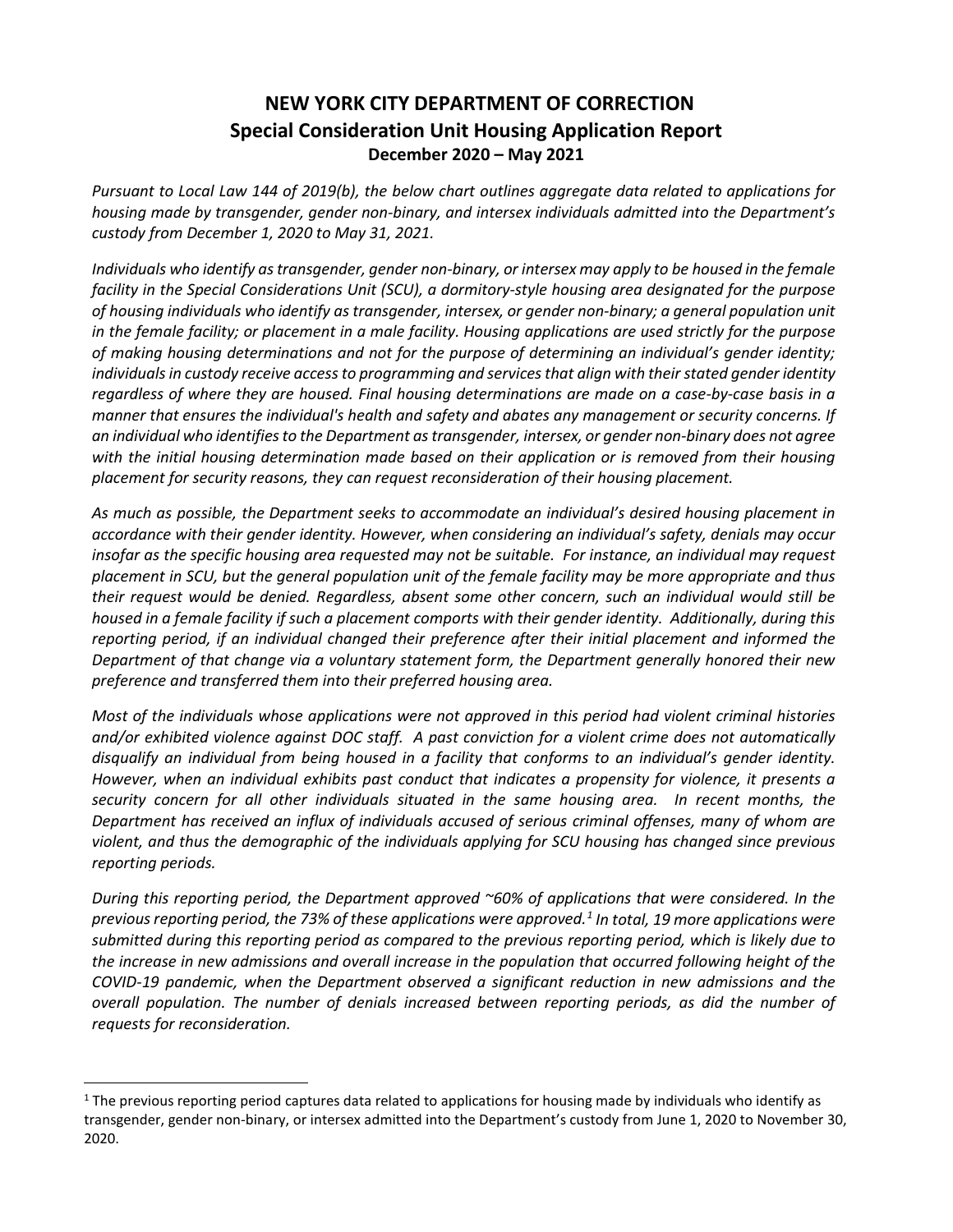# NEW YORK CITY DEPARTMENT OF CORRECTION
## Special Consideration Unit Housing Application Report
### December 2020 – May 2021

*Pursuant to Local Law 144 of 2019(b), the below chart outlines aggregate data related to applications for housing made by transgender, gender non-binary, and intersex individuals admitted into the Department's custody from December 1, 2020 to May 31, 2021.*

*Individuals who identify as transgender, gender non-binary, or intersex may apply to be housed in the female facility in the Special Considerations Unit (SCU), a dormitory-style housing area designated for the purpose of housing individuals who identify as transgender, intersex, or gender non-binary; a general population unit in the female facility; or placement in a male facility. Housing applications are used strictly for the purpose of making housing determinations and not for the purpose of determining an individual's gender identity; individuals in custody receive access to programming and services that align with their stated gender identity regardless of where they are housed. Final housing determinations are made on a case-by-case basis in a manner that ensures the individual's health and safety and abates any management or security concerns. If an individual who identifies to the Department as transgender, intersex, or gender non-binary does not agree with the initial housing determination made based on their application or is removed from their housing placement for security reasons, they can request reconsideration of their housing placement.*

*As much as possible, the Department seeks to accommodate an individual's desired housing placement in accordance with their gender identity. However, when considering an individual's safety, denials may occur insofar as the specific housing area requested may not be suitable. For instance, an individual may request placement in SCU, but the general population unit of the female facility may be more appropriate and thus their request would be denied. Regardless, absent some other concern, such an individual would still be housed in a female facility if such a placement comports with their gender identity. Additionally, during this reporting period, if an individual changed their preference after their initial placement and informed the Department of that change via a voluntary statement form, the Department generally honored their new preference and transferred them into their preferred housing area.*

*Most of the individuals whose applications were not approved in this period had violent criminal histories and/or exhibited violence against DOC staff. A past conviction for a violent crime does not automatically disqualify an individual from being housed in a facility that conforms to an individual's gender identity. However, when an individual exhibits past conduct that indicates a propensity for violence, it presents a security concern for all other individuals situated in the same housing area. In recent months, the Department has received an influx of individuals accused of serious criminal offenses, many of whom are violent, and thus the demographic of the individuals applying for SCU housing has changed since previous reporting periods.*

*During this reporting period, the Department approved ~60% of applications that were considered. In the previous reporting period, the 73% of these applications were approved.[1] In total, 19 more applications were submitted during this reporting period as compared to the previous reporting period, which is likely due to the increase in new admissions and overall increase in the population that occurred following height of the COVID-19 pandemic, when the Department observed a significant reduction in new admissions and the overall population. The number of denials increased between reporting periods, as did the number of requests for reconsideration.*

[1] The previous reporting period captures data related to applications for housing made by individuals who identify as transgender, gender non-binary, or intersex admitted into the Department's custody from June 1, 2020 to November 30, 2020.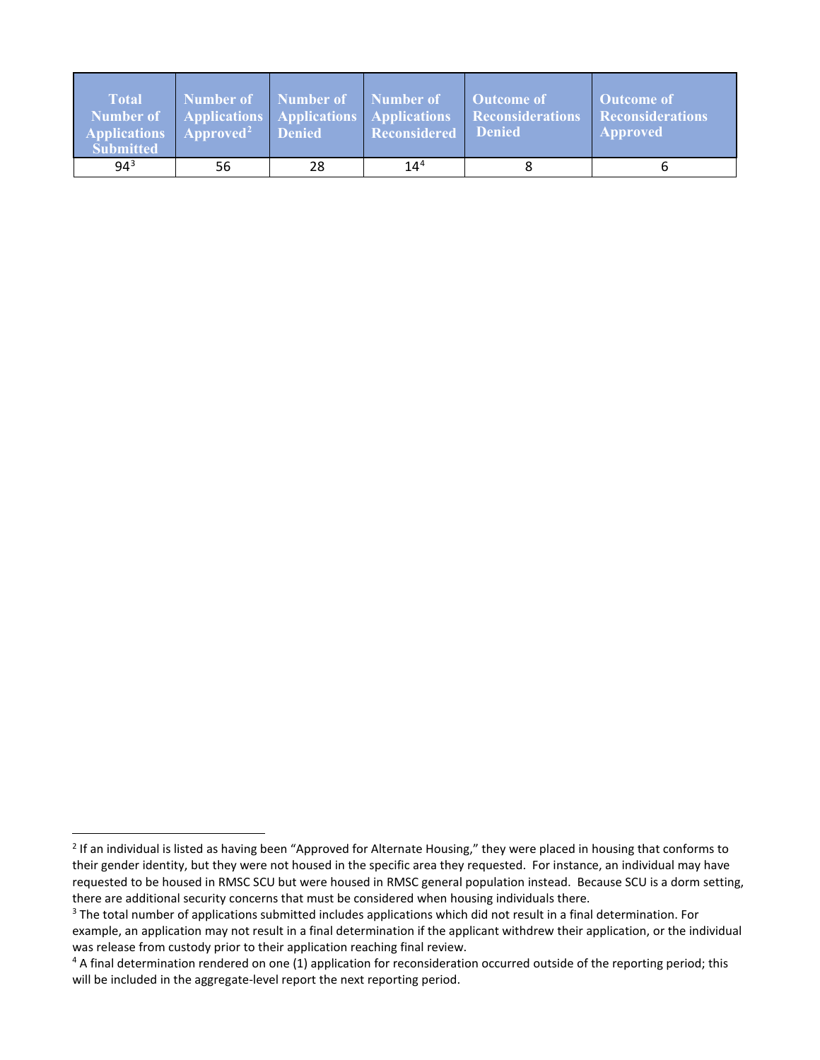| Total Number of Applications Submitted | Number of Applications Approved[2] | Number of Applications Denied | Number of Applications Reconsidered | Outcome of Reconsiderations Denied | Outcome of Reconsiderations Approved |
|---|---|---|---|---|---|
| 94[3] | 56 | 28 | 14[4] | 8 | 6 |

[2] If an individual is listed as having been "Approved for Alternate Housing," they were placed in housing that conforms to their gender identity, but they were not housed in the specific area they requested. For instance, an individual may have requested to be housed in RMSC SCU but were housed in RMSC general population instead. Because SCU is a dorm setting, there are additional security concerns that must be considered when housing individuals there.

[3] The total number of applications submitted includes applications which did not result in a final determination. For example, an application may not result in a final determination if the applicant withdrew their application, or the individual was release from custody prior to their application reaching final review.

[4] A final determination rendered on one (1) application for reconsideration occurred outside of the reporting period; this will be included in the aggregate-level report the next reporting period.